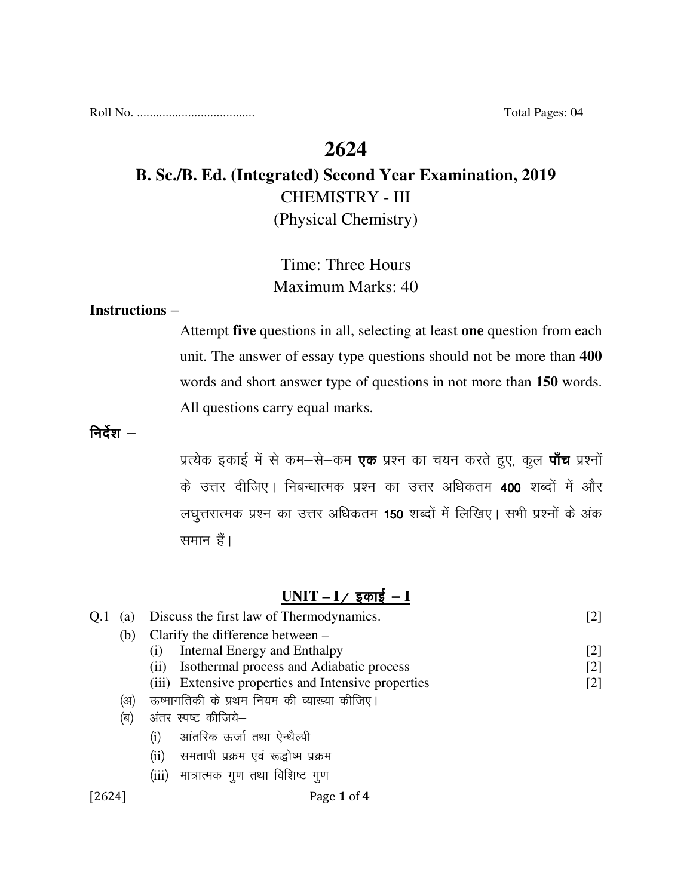Roll No. ..................................... Total Pages: 04

# 2624

## B. Sc./B. Ed. (Integrated) Second Year Examination, 2019

CHEMISTRY - III

(Physical Chemistry)

Time: Three Hours

Maximum Marks: 40

**Instructions –**

Attempt **five** questions in all, selecting at least **one** question from each unit. The answer of essay type questions should not be more than **400** words and short answer type of questions in not more than **150** words. All questions carry equal marks.

**निर्देश –**

प्रत्येक इकाई में से कम–से–कम **एक** प्रश्न का चयन करते हुए, कुल **पाँच** प्रश्नों के उत्तर दीजिए। निबन्धात्मक प्रश्न का उत्तर अधिकतम **400** शब्दों में और लघुत्तरात्मक प्रश्न का उत्तर अधिकतम **150** शब्दों में लिखिए। सभी प्रश्नों के अंक समान हैं।

## UNIT – I / इकाई – I

Q.1 (a) Discuss the first law of Thermodynamics. [2]

(b) Clarify the difference between –

(i) Internal Energy and Enthalpy [2]

(ii) Isothermal process and Adiabatic process [2]

(iii) Extensive properties and Intensive properties [2]

(अ) ऊष्मागतिकी के प्रथम नियम की व्याख्या कीजिए।

(ब) अंतर स्पष्ट कीजिये–

(i) आंतरिक ऊर्जा तथा ऐन्थैल्पी

(ii) समतापी प्रक्रम एवं रूद्धोष्म प्रक्रम

(iii) मात्रात्मक गुण तथा विशिष्ट गुण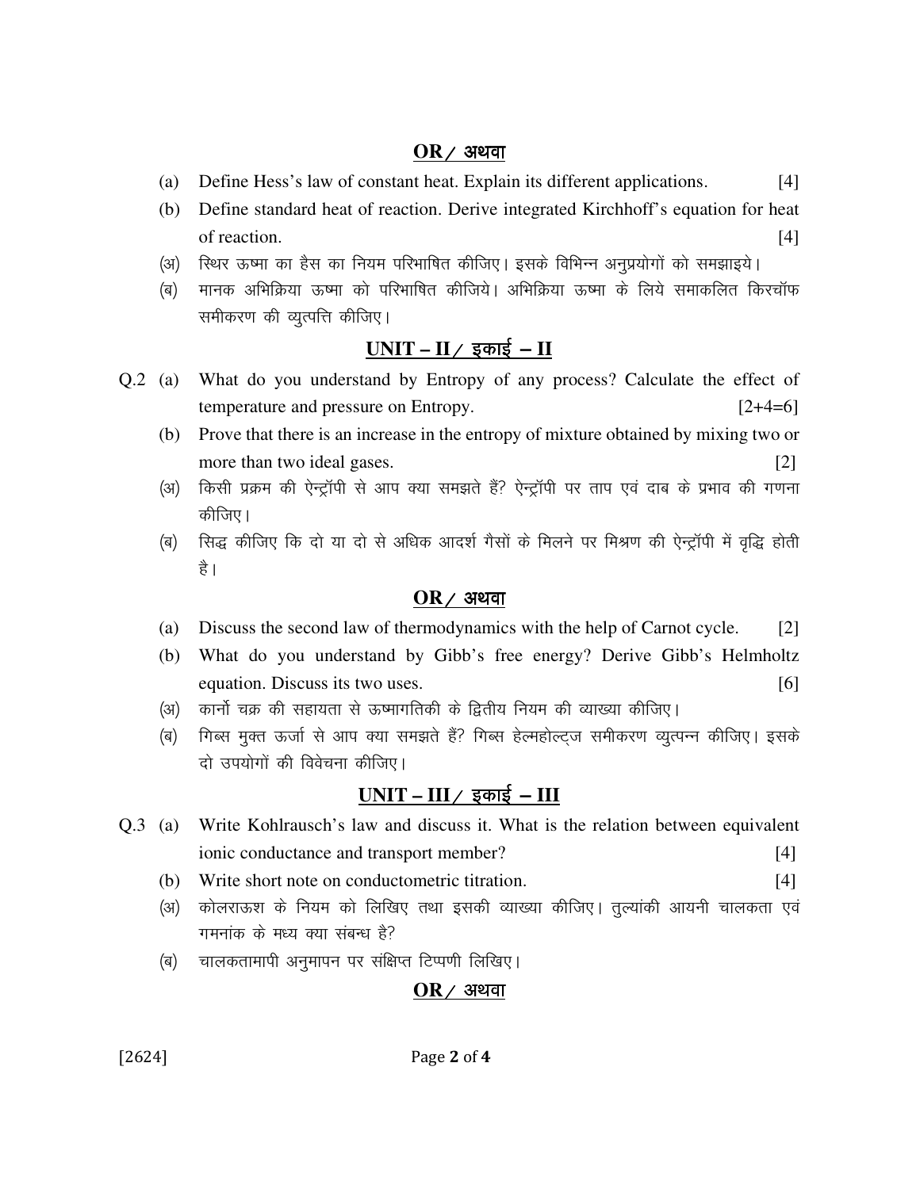**OR / अथवा**

(a) Define Hess's law of constant heat. Explain its different applications. [4]

(b) Define standard heat of reaction. Derive integrated Kirchhoff's equation for heat of reaction. [4]

(अ) स्थिर ऊष्मा का हैस का नियम परिभाषित कीजिए। इसके विभिन्न अनुप्रयोगों को समझाइये।

(ब) मानक अभिक्रिया ऊष्मा को परिभाषित कीजिये। अभिक्रिया ऊष्मा के लिये समाकलित किरचॉफ समीकरण की व्युत्पत्ति कीजिए।

## UNIT – II / इकाई – II

Q.2 (a) What do you understand by Entropy of any process? Calculate the effect of temperature and pressure on Entropy. [2+4=6]

(b) Prove that there is an increase in the entropy of mixture obtained by mixing two or more than two ideal gases. [2]

(अ) किसी प्रक्रम की ऐन्ट्रॉपी से आप क्या समझते हैं? ऐन्ट्रॉपी पर ताप एवं दाब के प्रभाव की गणना कीजिए।

(ब) सिद्ध कीजिए कि दो या दो से अधिक आदर्श गैसों के मिलने पर मिश्रण की ऐन्ट्रॉपी में वृद्धि होती है।

**OR / अथवा**

(a) Discuss the second law of thermodynamics with the help of Carnot cycle. [2]

(b) What do you understand by Gibb's free energy? Derive Gibb's Helmholtz equation. Discuss its two uses. [6]

(अ) कार्नो चक्र की सहायता से ऊष्मागतिकी के द्वितीय नियम की व्याख्या कीजिए।

(ब) गिब्स मुक्त ऊर्जा से आप क्या समझते हैं? गिब्स हेल्महोल्ट्ज समीकरण व्युत्पन्न कीजिए। इसके दो उपयोगों की विवेचना कीजिए।

## UNIT – III / इकाई – III

Q.3 (a) Write Kohlrausch's law and discuss it. What is the relation between equivalent ionic conductance and transport member? [4]

(b) Write short note on conductometric titration. [4]

(अ) कोलराऊश के नियम को लिखिए तथा इसकी व्याख्या कीजिए। तुल्यांकी आयनी चालकता एवं गमनांक के मध्य क्या संबन्ध है?

(ब) चालकतामापी अनुमापन पर संक्षिप्त टिप्पणी लिखिए।

**OR / अथवा**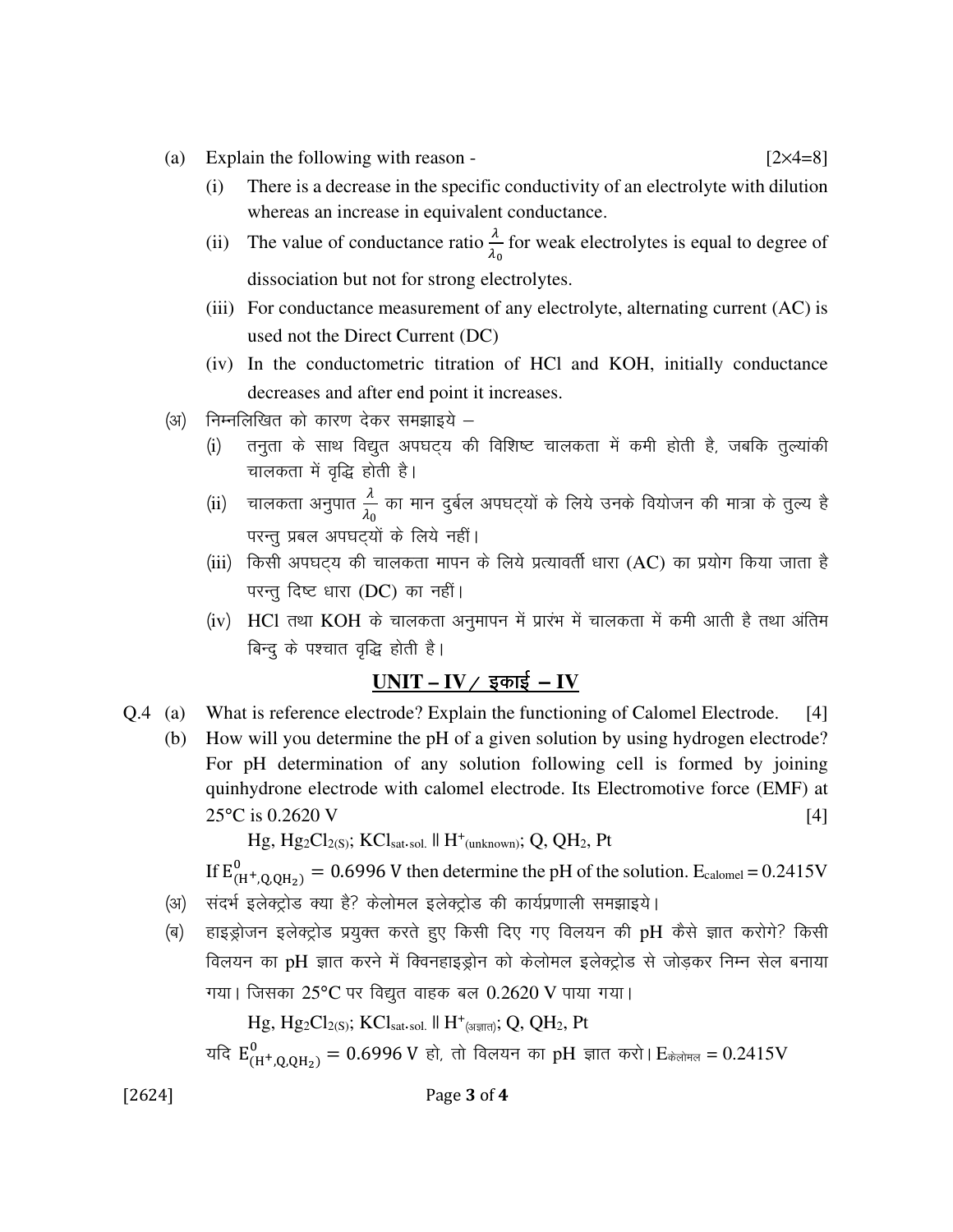(a) Explain the following with reason - [2×4=8]

(i) There is a decrease in the specific conductivity of an electrolyte with dilution whereas an increase in equivalent conductance.

(ii) The value of conductance ratio $\frac{\lambda}{\lambda_0}$ for weak electrolytes is equal to degree of dissociation but not for strong electrolytes.

(iii) For conductance measurement of any electrolyte, alternating current (AC) is used not the Direct Current (DC)

(iv) In the conductometric titration of HCl and KOH, initially conductance decreases and after end point it increases.

(अ) निम्नलिखित को कारण देकर समझाइये –

(i) तनुता के साथ विद्युत अपघट्य की विशिष्ट चालकता में कमी होती है, जबकि तुल्यांकी चालकता में वृद्धि होती है।

(ii) चालकता अनुपात $\frac{\lambda}{\lambda_0}$ का मान दुर्बल अपघट्यों के लिये उनके वियोजन की मात्रा के तुल्य है परन्तु प्रबल अपघट्यों के लिये नहीं।

(iii) किसी अपघट्य की चालकता मापन के लिये प्रत्यावर्ती धारा (AC) का प्रयोग किया जाता है परन्तु दिष्ट धारा (DC) का नहीं।

(iv) HCl तथा KOH के चालकता अनुमापन में प्रारंभ में चालकता में कमी आती है तथा अंतिम बिन्दु के पश्चात वृद्धि होती है।

## UNIT – IV / इकाई – IV

Q.4 (a) What is reference electrode? Explain the functioning of Calomel Electrode. [4]

(b) How will you determine the pH of a given solution by using hydrogen electrode? For pH determination of any solution following cell is formed by joining quinhydrone electrode with calomel electrode. Its Electromotive force (EMF) at 25°C is 0.2620 V [4]

$$Hg, Hg_2Cl_{2(S)}; KCl_{sat.sol.} \parallel H^+_{(unknown)}; Q, QH_2, Pt$$

If $E^0_{(H^+,Q,QH_2)} = 0.6996$ V then determine the pH of the solution. $E_{calomel} = 0.2415$V

(अ) संदर्भ इलेक्ट्रोड क्या है? केलोमल इलेक्ट्रोड की कार्यप्रणाली समझाइये।

(ब) हाइड्रोजन इलेक्ट्रोड प्रयुक्त करते हुए किसी दिए गए विलयन की pH कैसे ज्ञात करोगे? किसी विलयन का pH ज्ञात करने में क्विनहाइड्रोन को केलोमल इलेक्ट्रोड से जोड़कर निम्न सेल बनाया गया। जिसका 25°C पर विद्युत वाहक बल 0.2620 V पाया गया।

$$Hg, Hg_2Cl_{2(S)}; KCl_{sat.sol.} \parallel H^+_{(\text{अज्ञात})}; Q, QH_2, Pt$$

यदि $E^0_{(H^+,Q,QH_2)} = 0.6996$ V हो, तो विलयन का pH ज्ञात करो। $E_{\text{केलोमल}} = 0.2415$V

[2624]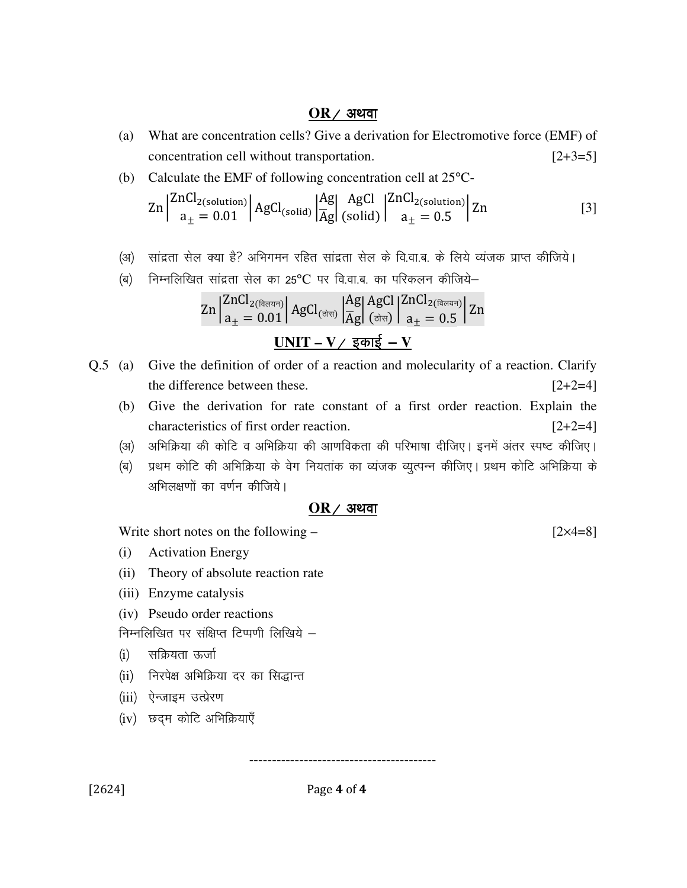**OR / अथवा**

(a) What are concentration cells? Give a derivation for Electromotive force (EMF) of concentration cell without transportation. [2+3=5]

(b) Calculate the EMF of following concentration cell at 25°C- [3]

$$\mathrm{Zn}\left|\begin{matrix}\mathrm{ZnCl_{2(solution)}} \\ a_{\pm} = 0.01\end{matrix}\right|\mathrm{AgCl_{(solid)}}\left|\begin{matrix}\mathrm{Ag} \\ \overline{\mathrm{Ag}}\end{matrix}\right|\begin{matrix}\mathrm{AgCl} \\ \mathrm{(solid)}\end{matrix}\left|\begin{matrix}\mathrm{ZnCl_{2(solution)}} \\ a_{\pm} = 0.5\end{matrix}\right|\mathrm{Zn}$$

(अ) सांद्रता सेल क्या है? अभिगमन रहित सांद्रता सेल के वि.वा.ब. के लिये व्यंजक प्राप्त कीजिये।

(ब) निम्नलिखित सांद्रता सेल का 25°C पर वि.वा.ब. का परिकलन कीजिये–

$$\mathrm{Zn}\left|\begin{matrix}\mathrm{ZnCl_{2(\text{विलयन})}} \\ a_{\pm} = 0.01\end{matrix}\right|\mathrm{AgCl_{(\text{ठोस})}}\left|\begin{matrix}\mathrm{Ag} \\ \overline{\mathrm{Ag}}\end{matrix}\right|\begin{matrix}\mathrm{AgCl} \\ (\text{ठोस})\end{matrix}\left|\begin{matrix}\mathrm{ZnCl_{2(\text{विलयन})}} \\ a_{\pm} = 0.5\end{matrix}\right|\mathrm{Zn}$$

## UNIT – V / इकाई – V

Q.5 (a) Give the definition of order of a reaction and molecularity of a reaction. Clarify the difference between these. [2+2=4]

(b) Give the derivation for rate constant of a first order reaction. Explain the characteristics of first order reaction. [2+2=4]

(अ) अभिक्रिया की कोटि व अभिक्रिया की आणविकता की परिभाषा दीजिए। इनमें अंतर स्पष्ट कीजिए।

(ब) प्रथम कोटि की अभिक्रिया के वेग नियतांक का व्यंजक व्युत्पन्न कीजिए। प्रथम कोटि अभिक्रिया के अभिलक्षणों का वर्णन कीजिये।

**OR / अथवा**

Write short notes on the following – [2×4=8]

(i) Activation Energy

(ii) Theory of absolute reaction rate

(iii) Enzyme catalysis

(iv) Pseudo order reactions

निम्नलिखित पर संक्षिप्त टिप्पणी लिखिये –

(i) सक्रियता ऊर्जा

(ii) निरपेक्ष अभिक्रिया दर का सिद्धान्त

(iii) ऐन्जाइम उत्प्रेरण

(iv) छद्म कोटि अभिक्रियाएँ

-----------------------------------------

[2624]